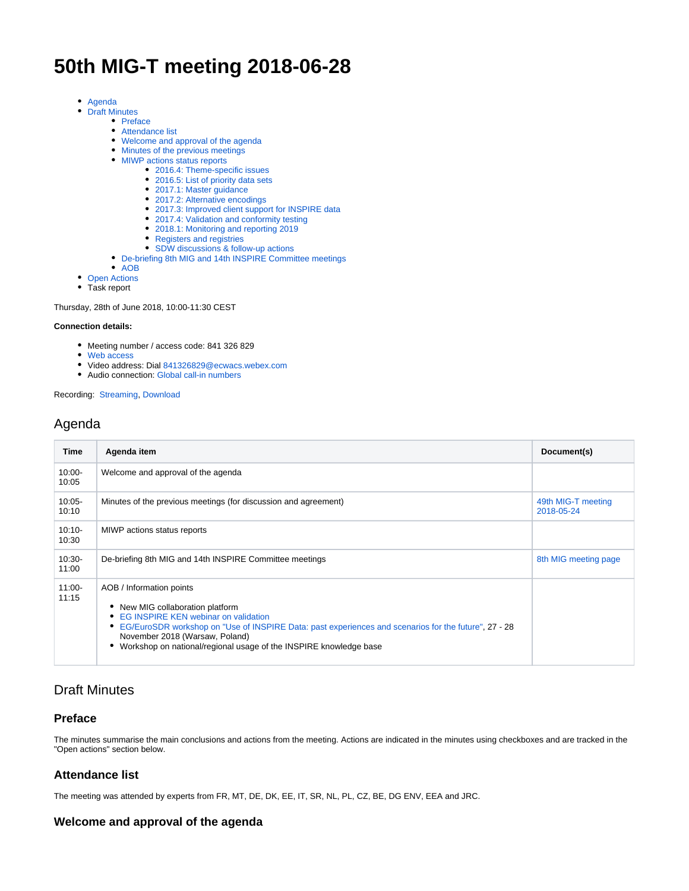# 50th MIG-T meeting 2018-06-28

- Agenda
- Draft Minutes
    - Preface
    - Attendance list
    - Welcome and approval of the agenda
    - Minutes of the previous meetings
    - MIWP actions status reports
        - 2016.4: Theme-specific issues
        - 2016.5: List of priority data sets
        - 2017.1: Master guidance
        - 2017.2: Alternative encodings
        - 2017.3: Improved client support for INSPIRE data
        - 2017.4: Validation and conformity testing
        - 2018.1: Monitoring and reporting 2019
        - Registers and registries
        - SDW discussions & follow-up actions
    - De-briefing 8th MIG and 14th INSPIRE Committee meetings
    - AOB
- Open Actions
- Task report

Thursday, 28th of June 2018, 10:00-11:30 CEST

**Connection details:**

- Meeting number / access code: 841 326 829
- Web access
- Video address: Dial 841326829@ecwacs.webex.com
- Audio connection: Global call-in numbers

Recording: Streaming, Download

## Agenda

| Time | Agenda item | Document(s) |
|---|---|---|
| 10:00-10:05 | Welcome and approval of the agenda | |
| 10:05-10:10 | Minutes of the previous meetings (for discussion and agreement) | 49th MIG-T meeting 2018-05-24 |
| 10:10-10:30 | MIWP actions status reports | |
| 10:30-11:00 | De-briefing 8th MIG and 14th INSPIRE Committee meetings | 8th MIG meeting page |
| 11:00-11:15 | AOB / Information points<br>• New MIG collaboration platform<br>• EG INSPIRE KEN webinar on validation<br>• EG/EuroSDR workshop on "Use of INSPIRE Data: past experiences and scenarios for the future", 27 - 28 November 2018 (Warsaw, Poland)<br>• Workshop on national/regional usage of the INSPIRE knowledge base | |

## Draft Minutes

### Preface

The minutes summarise the main conclusions and actions from the meeting. Actions are indicated in the minutes using checkboxes and are tracked in the "Open actions" section below.

### Attendance list

The meeting was attended by experts from FR, MT, DE, DK, EE, IT, SR, NL, PL, CZ, BE, DG ENV, EEA and JRC.

### Welcome and approval of the agenda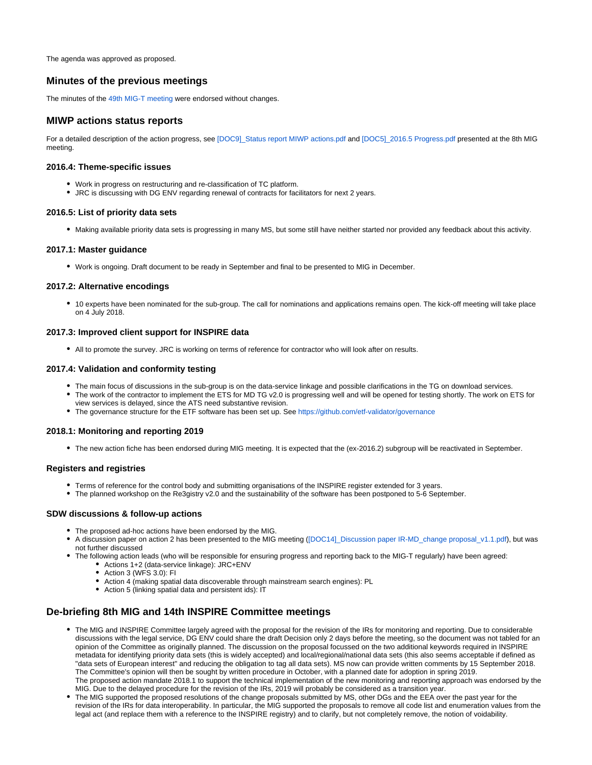The agenda was approved as proposed.

## Minutes of the previous meetings

The minutes of the 49th MIG-T meeting were endorsed without changes.

## MIWP actions status reports

For a detailed description of the action progress, see [DOC9]_Status report MIWP actions.pdf and [DOC5]_2016.5 Progress.pdf presented at the 8th MIG meeting.

### 2016.4: Theme-specific issues

- Work in progress on restructuring and re-classification of TC platform.
- JRC is discussing with DG ENV regarding renewal of contracts for facilitators for next 2 years.

### 2016.5: List of priority data sets

- Making available priority data sets is progressing in many MS, but some still have neither started nor provided any feedback about this activity.

### 2017.1: Master guidance

- Work is ongoing. Draft document to be ready in September and final to be presented to MIG in December.

### 2017.2: Alternative encodings

- 10 experts have been nominated for the sub-group. The call for nominations and applications remains open. The kick-off meeting will take place on 4 July 2018.

### 2017.3: Improved client support for INSPIRE data

- All to promote the survey. JRC is working on terms of reference for contractor who will look after on results.

### 2017.4: Validation and conformity testing

- The main focus of discussions in the sub-group is on the data-service linkage and possible clarifications in the TG on download services.
- The work of the contractor to implement the ETS for MD TG v2.0 is progressing well and will be opened for testing shortly. The work on ETS for view services is delayed, since the ATS need substantive revision.
- The governance structure for the ETF software has been set up. See https://github.com/etf-validator/governance

### 2018.1: Monitoring and reporting 2019

- The new action fiche has been endorsed during MIG meeting. It is expected that the (ex-2016.2) subgroup will be reactivated in September.

### Registers and registries

- Terms of reference for the control body and submitting organisations of the INSPIRE register extended for 3 years.
- The planned workshop on the Re3gistry v2.0 and the sustainability of the software has been postponed to 5-6 September.

### SDW discussions & follow-up actions

- The proposed ad-hoc actions have been endorsed by the MIG.
- A discussion paper on action 2 has been presented to the MIG meeting ([DOC14]_Discussion paper IR-MD_change proposal_v1.1.pdf), but was not further discussed
- The following action leads (who will be responsible for ensuring progress and reporting back to the MIG-T regularly) have been agreed:
  - Actions 1+2 (data-service linkage): JRC+ENV
  - Action 3 (WFS 3.0): FI
  - Action 4 (making spatial data discoverable through mainstream search engines): PL
  - Action 5 (linking spatial data and persistent ids): IT

## De-briefing 8th MIG and 14th INSPIRE Committee meetings

- The MIG and INSPIRE Committee largely agreed with the proposal for the revision of the IRs for monitoring and reporting. Due to considerable discussions with the legal service, DG ENV could share the draft Decision only 2 days before the meeting, so the document was not tabled for an opinion of the Committee as originally planned. The discussion on the proposal focussed on the two additional keywords required in INSPIRE metadata for identifying priority data sets (this is widely accepted) and local/regional/national data sets (this also seems acceptable if defined as "data sets of European interest" and reducing the obligation to tag all data sets). MS now can provide written comments by 15 September 2018. The Committee's opinion will then be sought by written procedure in October, with a planned date for adoption in spring 2019.
  The proposed action mandate 2018.1 to support the technical implementation of the new monitoring and reporting approach was endorsed by the MIG. Due to the delayed procedure for the revision of the IRs, 2019 will probably be considered as a transition year.
- The MIG supported the proposed resolutions of the change proposals submitted by MS, other DGs and the EEA over the past year for the revision of the IRs for data interoperability. In particular, the MIG supported the proposals to remove all code list and enumeration values from the legal act (and replace them with a reference to the INSPIRE registry) and to clarify, but not completely remove, the notion of voidability.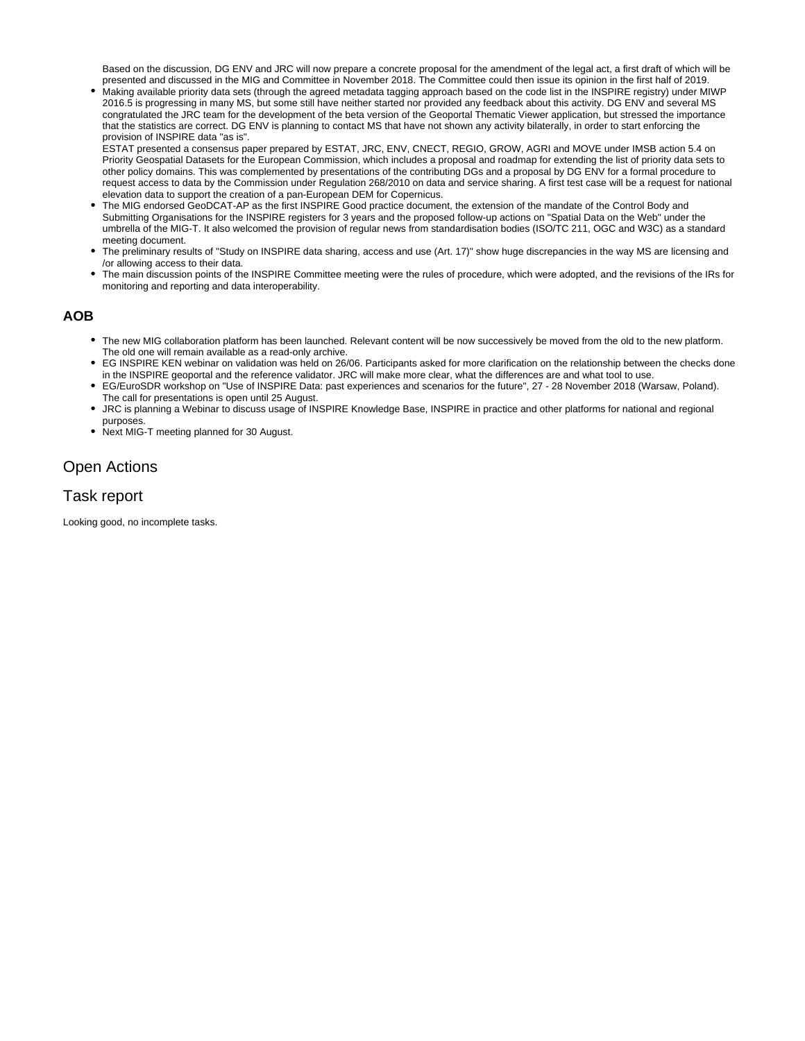Based on the discussion, DG ENV and JRC will now prepare a concrete proposal for the amendment of the legal act, a first draft of which will be presented and discussed in the MIG and Committee in November 2018. The Committee could then issue its opinion in the first half of 2019.

- Making available priority data sets (through the agreed metadata tagging approach based on the code list in the INSPIRE registry) under MIWP 2016.5 is progressing in many MS, but some still have neither started nor provided any feedback about this activity. DG ENV and several MS congratulated the JRC team for the development of the beta version of the Geoportal Thematic Viewer application, but stressed the importance that the statistics are correct. DG ENV is planning to contact MS that have not shown any activity bilaterally, in order to start enforcing the provision of INSPIRE data "as is".
  ESTAT presented a consensus paper prepared by ESTAT, JRC, ENV, CNECT, REGIO, GROW, AGRI and MOVE under IMSB action 5.4 on Priority Geospatial Datasets for the European Commission, which includes a proposal and roadmap for extending the list of priority data sets to other policy domains. This was complemented by presentations of the contributing DGs and a proposal by DG ENV for a formal procedure to request access to data by the Commission under Regulation 268/2010 on data and service sharing. A first test case will be a request for national elevation data to support the creation of a pan-European DEM for Copernicus.
- The MIG endorsed GeoDCAT-AP as the first INSPIRE Good practice document, the extension of the mandate of the Control Body and Submitting Organisations for the INSPIRE registers for 3 years and the proposed follow-up actions on "Spatial Data on the Web" under the umbrella of the MIG-T. It also welcomed the provision of regular news from standardisation bodies (ISO/TC 211, OGC and W3C) as a standard meeting document.
- The preliminary results of "Study on INSPIRE data sharing, access and use (Art. 17)" show huge discrepancies in the way MS are licensing and /or allowing access to their data.
- The main discussion points of the INSPIRE Committee meeting were the rules of procedure, which were adopted, and the revisions of the IRs for monitoring and reporting and data interoperability.

### AOB

- The new MIG collaboration platform has been launched. Relevant content will be now successively be moved from the old to the new platform. The old one will remain available as a read-only archive.
- EG INSPIRE KEN webinar on validation was held on 26/06. Participants asked for more clarification on the relationship between the checks done in the INSPIRE geoportal and the reference validator. JRC will make more clear, what the differences are and what tool to use.
- EG/EuroSDR workshop on "Use of INSPIRE Data: past experiences and scenarios for the future", 27 - 28 November 2018 (Warsaw, Poland). The call for presentations is open until 25 August.
- JRC is planning a Webinar to discuss usage of INSPIRE Knowledge Base, INSPIRE in practice and other platforms for national and regional purposes.
- Next MIG-T meeting planned for 30 August.

## Open Actions

## Task report

Looking good, no incomplete tasks.